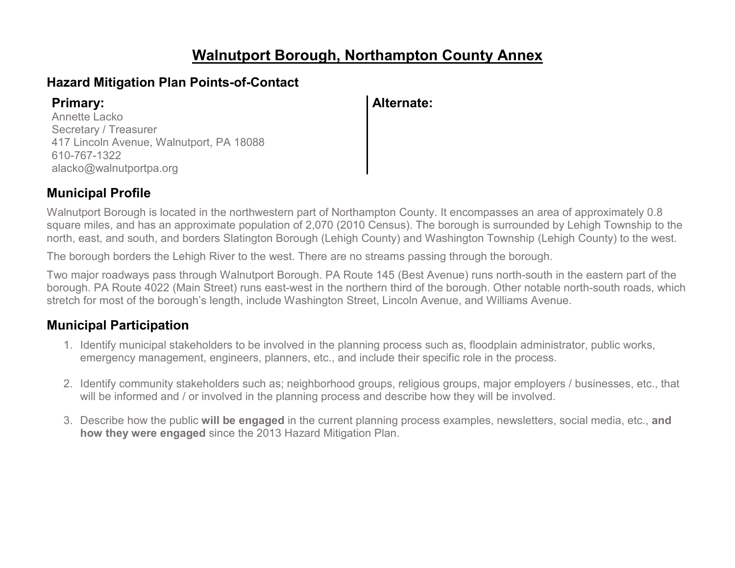# Walnutport Borough, Northampton County Annex

## Hazard Mitigation Plan Points-of-Contact

**Primary:**
Annette Lacko
Secretary / Treasurer
417 Lincoln Avenue, Walnutport, PA 18088
610-767-1322
alacko@walnutportpa.org

**Alternate:**

## Municipal Profile

Walnutport Borough is located in the northwestern part of Northampton County. It encompasses an area of approximately 0.8 square miles, and has an approximate population of 2,070 (2010 Census). The borough is surrounded by Lehigh Township to the north, east, and south, and borders Slatington Borough (Lehigh County) and Washington Township (Lehigh County) to the west.

The borough borders the Lehigh River to the west. There are no streams passing through the borough.

Two major roadways pass through Walnutport Borough. PA Route 145 (Best Avenue) runs north-south in the eastern part of the borough. PA Route 4022 (Main Street) runs east-west in the northern third of the borough. Other notable north-south roads, which stretch for most of the borough's length, include Washington Street, Lincoln Avenue, and Williams Avenue.

## Municipal Participation

1. Identify municipal stakeholders to be involved in the planning process such as, floodplain administrator, public works, emergency management, engineers, planners, etc., and include their specific role in the process.

2. Identify community stakeholders such as; neighborhood groups, religious groups, major employers / businesses, etc., that will be informed and / or involved in the planning process and describe how they will be involved.

3. Describe how the public **will be engaged** in the current planning process examples, newsletters, social media, etc., **and how they were engaged** since the 2013 Hazard Mitigation Plan.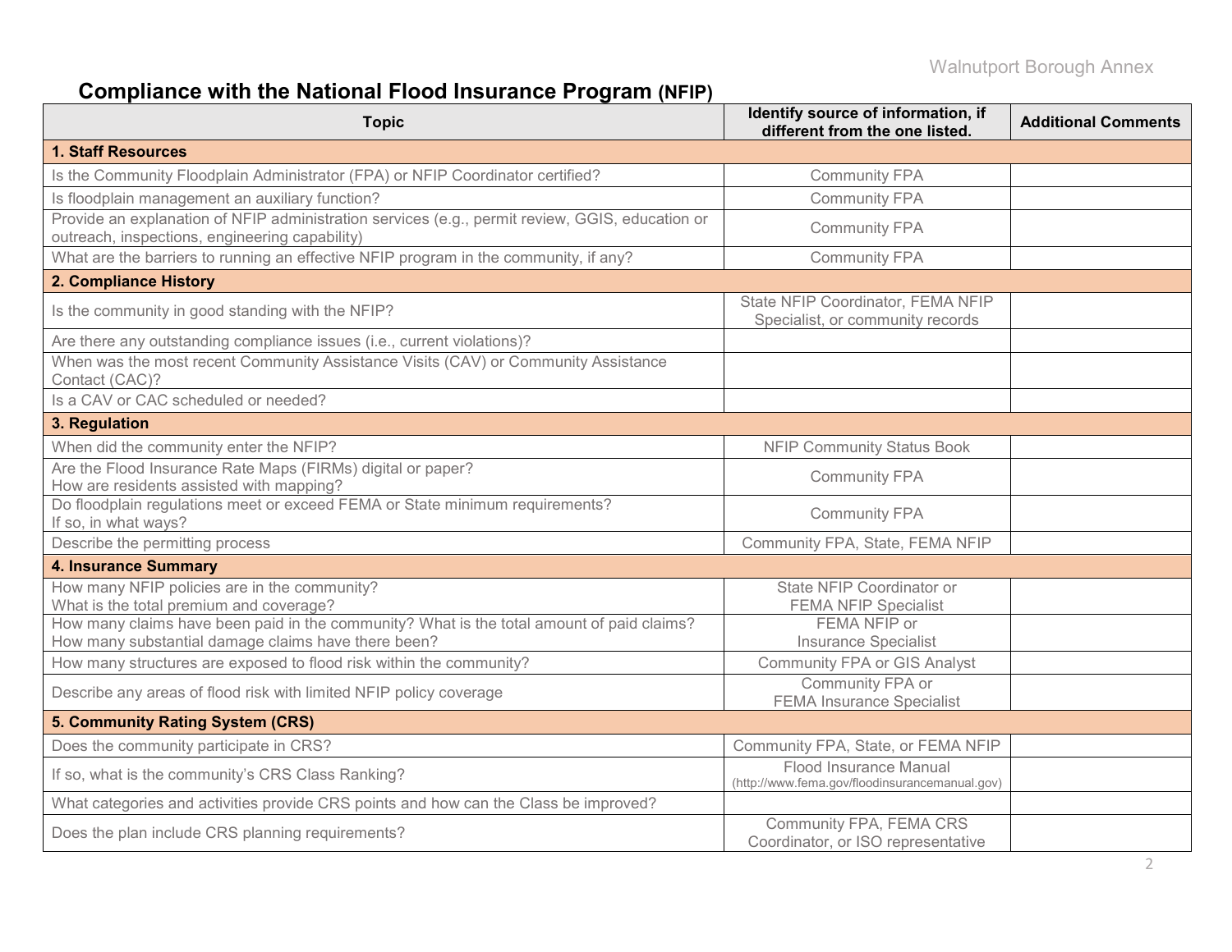## Compliance with the National Flood Insurance Program (NFIP)

| Topic | Identify source of information, if different from the one listed. | Additional Comments |
|---|---|---|
| **1. Staff Resources** | | |
| Is the Community Floodplain Administrator (FPA) or NFIP Coordinator certified? | Community FPA | |
| Is floodplain management an auxiliary function? | Community FPA | |
| Provide an explanation of NFIP administration services (e.g., permit review, GGIS, education or outreach, inspections, engineering capability) | Community FPA | |
| What are the barriers to running an effective NFIP program in the community, if any? | Community FPA | |
| **2. Compliance History** | | |
| Is the community in good standing with the NFIP? | State NFIP Coordinator, FEMA NFIP Specialist, or community records | |
| Are there any outstanding compliance issues (i.e., current violations)? | | |
| When was the most recent Community Assistance Visits (CAV) or Community Assistance Contact (CAC)? | | |
| Is a CAV or CAC scheduled or needed? | | |
| **3. Regulation** | | |
| When did the community enter the NFIP? | NFIP Community Status Book | |
| Are the Flood Insurance Rate Maps (FIRMs) digital or paper? How are residents assisted with mapping? | Community FPA | |
| Do floodplain regulations meet or exceed FEMA or State minimum requirements? If so, in what ways? | Community FPA | |
| Describe the permitting process | Community FPA, State, FEMA NFIP | |
| **4. Insurance Summary** | | |
| How many NFIP policies are in the community? What is the total premium and coverage? | State NFIP Coordinator or FEMA NFIP Specialist | |
| How many claims have been paid in the community? What is the total amount of paid claims? How many substantial damage claims have there been? | FEMA NFIP or Insurance Specialist | |
| How many structures are exposed to flood risk within the community? | Community FPA or GIS Analyst | |
| Describe any areas of flood risk with limited NFIP policy coverage | Community FPA or FEMA Insurance Specialist | |
| **5. Community Rating System (CRS)** | | |
| Does the community participate in CRS? | Community FPA, State, or FEMA NFIP | |
| If so, what is the community's CRS Class Ranking? | Flood Insurance Manual (http://www.fema.gov/floodinsurancemanual.gov) | |
| What categories and activities provide CRS points and how can the Class be improved? | | |
| Does the plan include CRS planning requirements? | Community FPA, FEMA CRS Coordinator, or ISO representative | |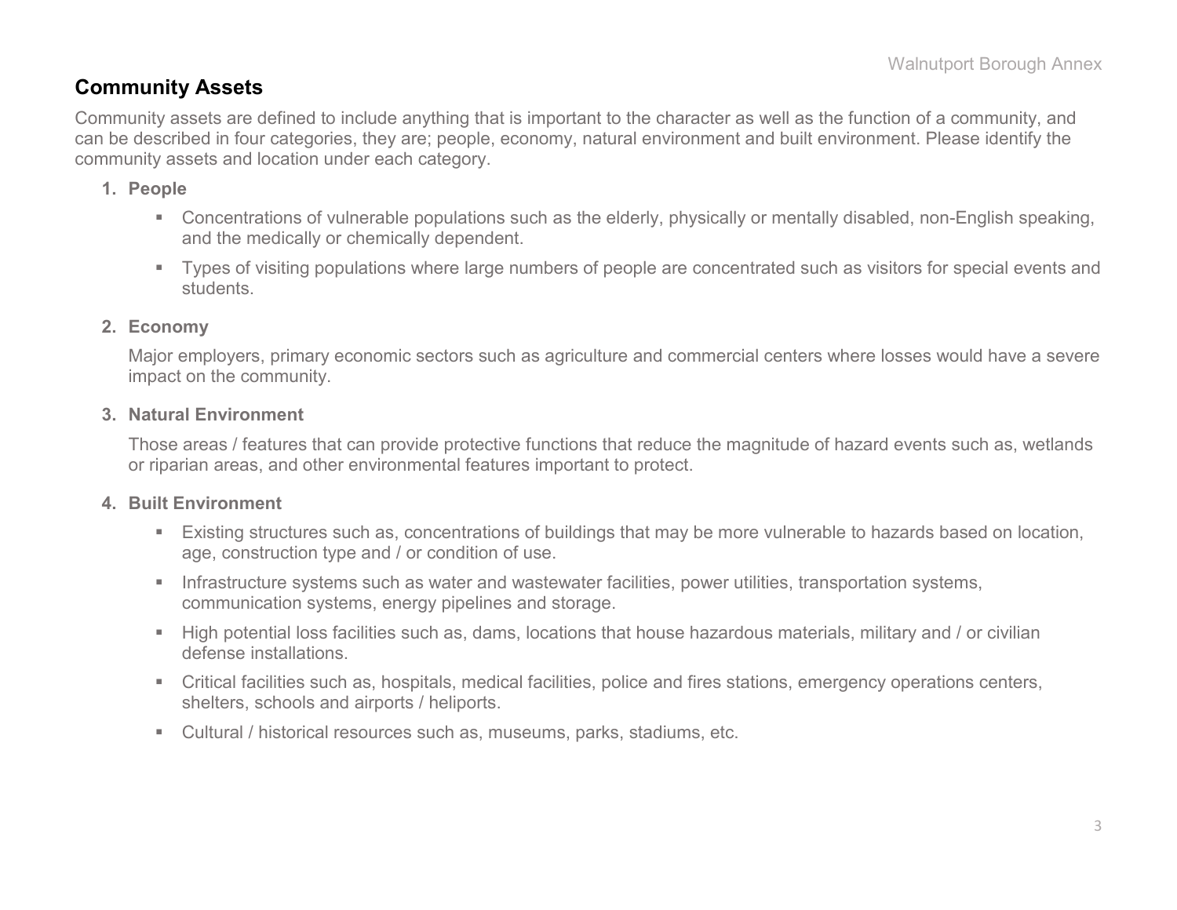## Community Assets

Community assets are defined to include anything that is important to the character as well as the function of a community, and can be described in four categories, they are; people, economy, natural environment and built environment. Please identify the community assets and location under each category.

1. **People**
    - Concentrations of vulnerable populations such as the elderly, physically or mentally disabled, non-English speaking, and the medically or chemically dependent.
    - Types of visiting populations where large numbers of people are concentrated such as visitors for special events and students.

2. **Economy**

    Major employers, primary economic sectors such as agriculture and commercial centers where losses would have a severe impact on the community.

3. **Natural Environment**

    Those areas / features that can provide protective functions that reduce the magnitude of hazard events such as, wetlands or riparian areas, and other environmental features important to protect.

4. **Built Environment**
    - Existing structures such as, concentrations of buildings that may be more vulnerable to hazards based on location, age, construction type and / or condition of use.
    - Infrastructure systems such as water and wastewater facilities, power utilities, transportation systems, communication systems, energy pipelines and storage.
    - High potential loss facilities such as, dams, locations that house hazardous materials, military and / or civilian defense installations.
    - Critical facilities such as, hospitals, medical facilities, police and fires stations, emergency operations centers, shelters, schools and airports / heliports.
    - Cultural / historical resources such as, museums, parks, stadiums, etc.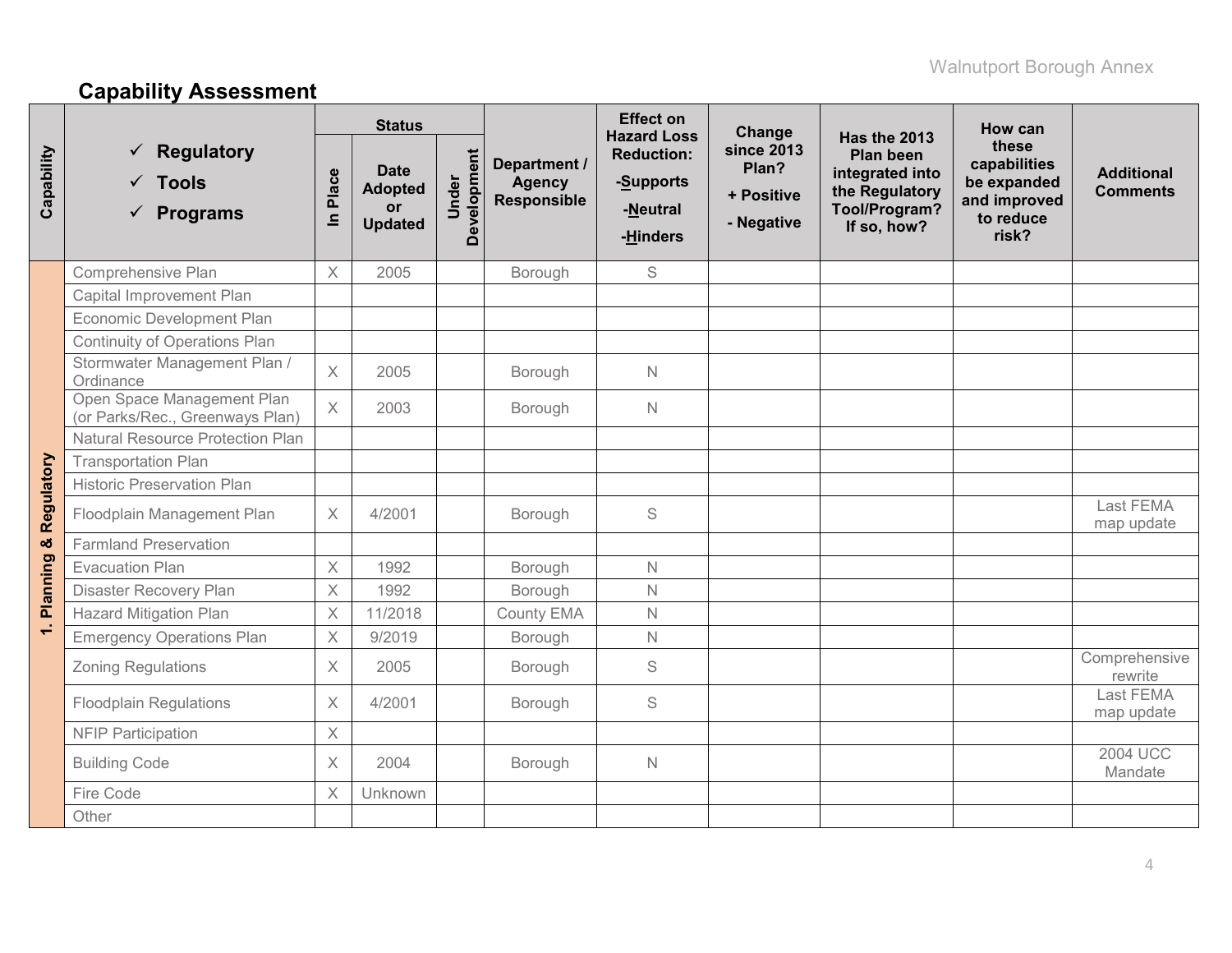## Capability Assessment

| Capability | ✓ Regulatory ✓ Tools ✓ Programs | Status | | | Department / Agency Responsible | Effect on Hazard Loss Reduction: -Supports -Neutral -Hinders | Change since 2013 Plan? + Positive - Negative | Has the 2013 Plan been integrated into the Regulatory Tool/Program? If so, how? | How can these capabilities be expanded and improved to reduce risk? | Additional Comments |
|---|---|---|---|---|---|---|---|---|---|---|
| | | In Place | Date Adopted or Updated | Under Development | | | | | | |
| 1. Planning & Regulatory | Comprehensive Plan | X | 2005 | | Borough | S | | | | |
| | Capital Improvement Plan | | | | | | | | | |
| | Economic Development Plan | | | | | | | | | |
| | Continuity of Operations Plan | | | | | | | | | |
| | Stormwater Management Plan / Ordinance | X | 2005 | | Borough | N | | | | |
| | Open Space Management Plan (or Parks/Rec., Greenways Plan) | X | 2003 | | Borough | N | | | | |
| | Natural Resource Protection Plan | | | | | | | | | |
| | Transportation Plan | | | | | | | | | |
| | Historic Preservation Plan | | | | | | | | | |
| | Floodplain Management Plan | X | 4/2001 | | Borough | S | | | | Last FEMA map update |
| | Farmland Preservation | | | | | | | | | |
| | Evacuation Plan | X | 1992 | | Borough | N | | | | |
| | Disaster Recovery Plan | X | 1992 | | Borough | N | | | | |
| | Hazard Mitigation Plan | X | 11/2018 | | County EMA | N | | | | |
| | Emergency Operations Plan | X | 9/2019 | | Borough | N | | | | |
| | Zoning Regulations | X | 2005 | | Borough | S | | | | Comprehensive rewrite |
| | Floodplain Regulations | X | 4/2001 | | Borough | S | | | | Last FEMA map update |
| | NFIP Participation | X | | | | | | | | |
| | Building Code | X | 2004 | | Borough | N | | | | 2004 UCC Mandate |
| | Fire Code | X | Unknown | | | | | | | |
| | Other | | | | | | | | | |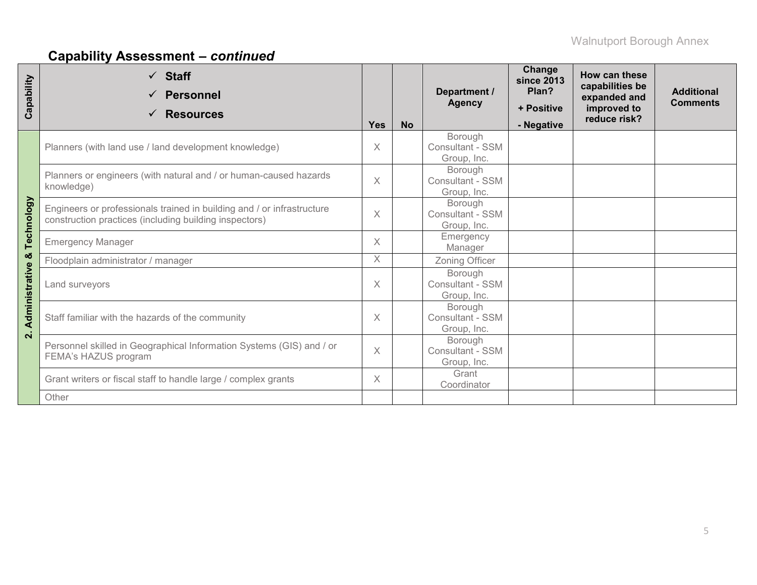## Capability Assessment – *continued*

| Capability | ✓ Staff ✓ Personnel ✓ Resources | Yes | No | Department / Agency | Change since 2013 Plan? + Positive - Negative | How can these capabilities be expanded and improved to reduce risk? | Additional Comments |
|---|---|---|---|---|---|---|---|
| 2. Administrative & Technology | Planners (with land use / land development knowledge) | X | | Borough Consultant - SSM Group, Inc. | | | |
| | Planners or engineers (with natural and / or human-caused hazards knowledge) | X | | Borough Consultant - SSM Group, Inc. | | | |
| | Engineers or professionals trained in building and / or infrastructure construction practices (including building inspectors) | X | | Borough Consultant - SSM Group, Inc. | | | |
| | Emergency Manager | X | | Emergency Manager | | | |
| | Floodplain administrator / manager | X | | Zoning Officer | | | |
| | Land surveyors | X | | Borough Consultant - SSM Group, Inc. | | | |
| | Staff familiar with the hazards of the community | X | | Borough Consultant - SSM Group, Inc. | | | |
| | Personnel skilled in Geographical Information Systems (GIS) and / or FEMA's HAZUS program | X | | Borough Consultant - SSM Group, Inc. | | | |
| | Grant writers or fiscal staff to handle large / complex grants | X | | Grant Coordinator | | | |
| | Other | | | | | | |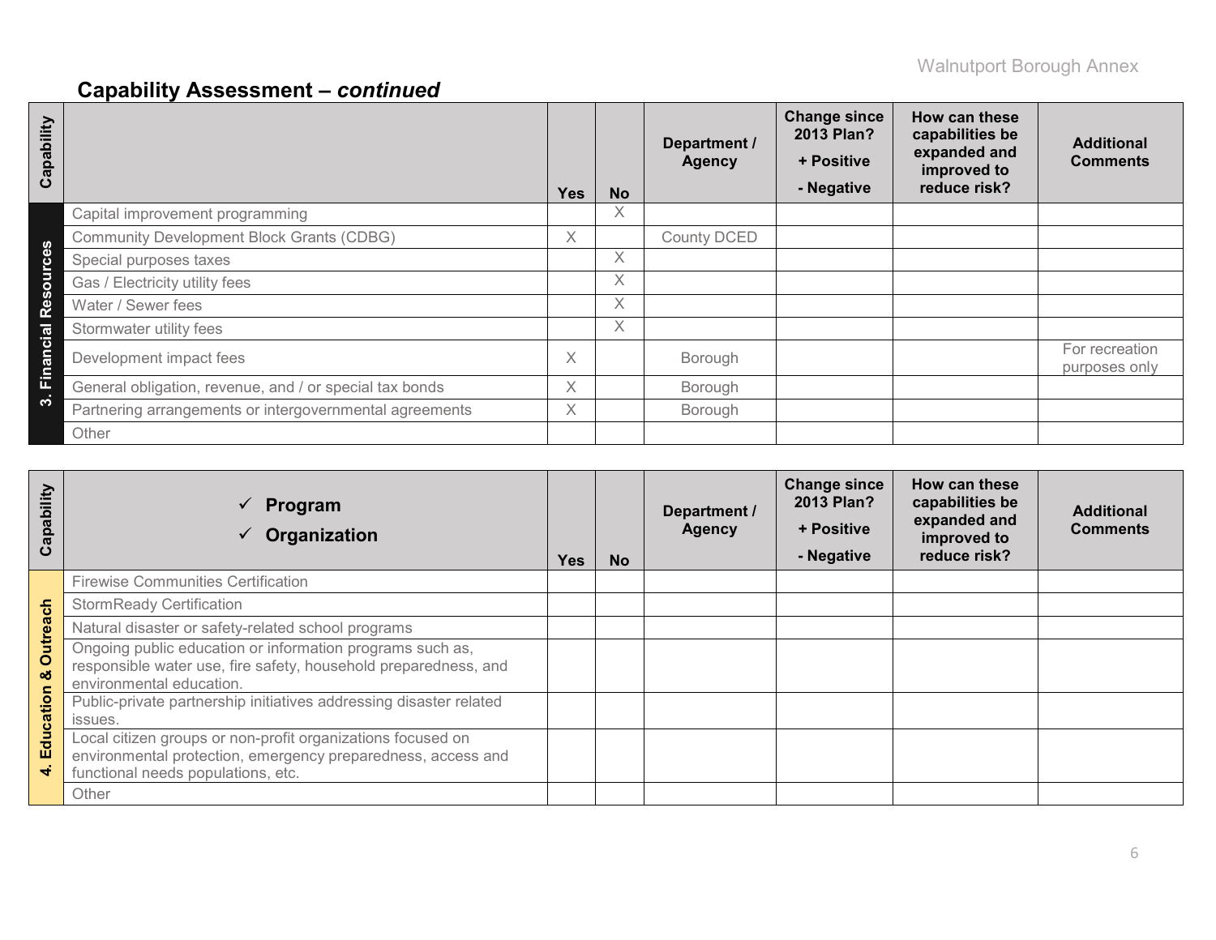## Capability Assessment – *continued*

| Capability | | Yes | No | Department / Agency | Change since 2013 Plan? + Positive - Negative | How can these capabilities be expanded and improved to reduce risk? | Additional Comments |
|---|---|---|---|---|---|---|---|
| 3. Financial Resources | Capital improvement programming | | X | | | | |
| | Community Development Block Grants (CDBG) | X | | County DCED | | | |
| | Special purposes taxes | | X | | | | |
| | Gas / Electricity utility fees | | X | | | | |
| | Water / Sewer fees | | X | | | | |
| | Stormwater utility fees | | X | | | | |
| | Development impact fees | X | | Borough | | | For recreation purposes only |
| | General obligation, revenue, and / or special tax bonds | X | | Borough | | | |
| | Partnering arrangements or intergovernmental agreements | X | | Borough | | | |
| | Other | | | | | | |

| Capability | ✓ Program ✓ Organization | Yes | No | Department / Agency | Change since 2013 Plan? + Positive - Negative | How can these capabilities be expanded and improved to reduce risk? | Additional Comments |
|---|---|---|---|---|---|---|---|
| 4. Education & Outreach | Firewise Communities Certification | | | | | | |
| | StormReady Certification | | | | | | |
| | Natural disaster or safety-related school programs | | | | | | |
| | Ongoing public education or information programs such as, responsible water use, fire safety, household preparedness, and environmental education. | | | | | | |
| | Public-private partnership initiatives addressing disaster related issues. | | | | | | |
| | Local citizen groups or non-profit organizations focused on environmental protection, emergency preparedness, access and functional needs populations, etc. | | | | | | |
| | Other | | | | | | |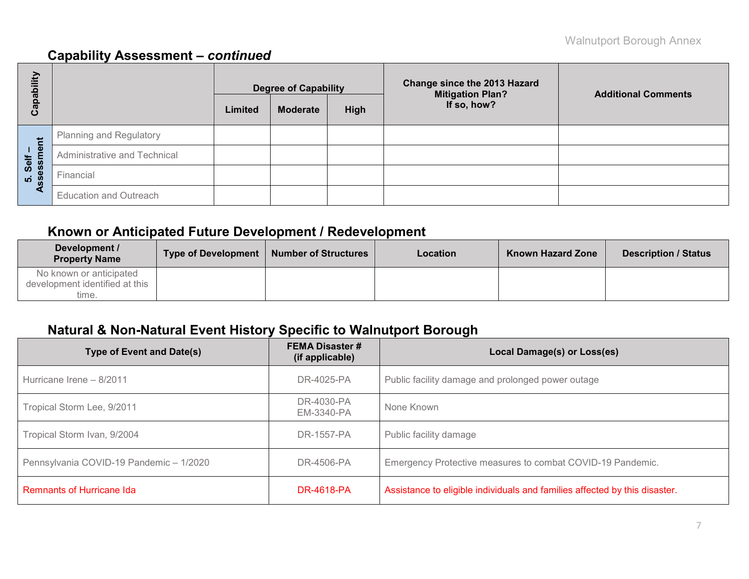## Capability Assessment – *continued*

| Capability | | Degree of Capability | | | Change since the 2013 Hazard Mitigation Plan? If so, how? | Additional Comments |
|---|---|---|---|---|---|---|
| | | Limited | Moderate | High | | |
| 5. Self – Assessment | Planning and Regulatory | | | | | |
| | Administrative and Technical | | | | | |
| | Financial | | | | | |
| | Education and Outreach | | | | | |

## Known or Anticipated Future Development / Redevelopment

| Development / Property Name | Type of Development | Number of Structures | Location | Known Hazard Zone | Description / Status |
|---|---|---|---|---|---|
| No known or anticipated development identified at this time. | | | | | |

## Natural & Non-Natural Event History Specific to Walnutport Borough

| Type of Event and Date(s) | FEMA Disaster # (if applicable) | Local Damage(s) or Loss(es) |
|---|---|---|
| Hurricane Irene – 8/2011 | DR-4025-PA | Public facility damage and prolonged power outage |
| Tropical Storm Lee, 9/2011 | DR-4030-PA EM-3340-PA | None Known |
| Tropical Storm Ivan, 9/2004 | DR-1557-PA | Public facility damage |
| Pennsylvania COVID-19 Pandemic – 1/2020 | DR-4506-PA | Emergency Protective measures to combat COVID-19 Pandemic. |
| Remnants of Hurricane Ida | DR-4618-PA | Assistance to eligible individuals and families affected by this disaster. |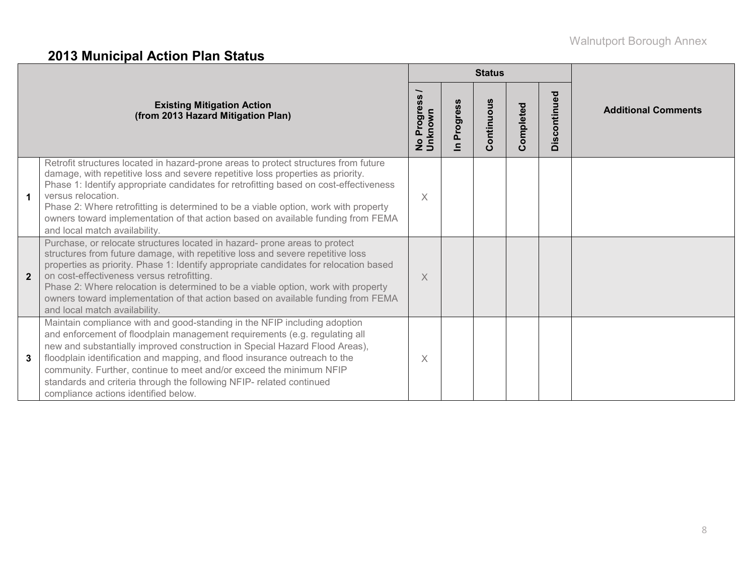## 2013 Municipal Action Plan Status

| | Existing Mitigation Action (from 2013 Hazard Mitigation Plan) | Status | | | | | Additional Comments |
|---|---|---|---|---|---|---|---|
| | | No Progress / Unknown | In Progress | Continuous | Completed | Discontinued | |
| 1 | Retrofit structures located in hazard-prone areas to protect structures from future damage, with repetitive loss and severe repetitive loss properties as priority. Phase 1: Identify appropriate candidates for retrofitting based on cost-effectiveness versus relocation. Phase 2: Where retrofitting is determined to be a viable option, work with property owners toward implementation of that action based on available funding from FEMA and local match availability. | X | | | | | |
| 2 | Purchase, or relocate structures located in hazard- prone areas to protect structures from future damage, with repetitive loss and severe repetitive loss properties as priority. Phase 1: Identify appropriate candidates for relocation based on cost-effectiveness versus retrofitting. Phase 2: Where relocation is determined to be a viable option, work with property owners toward implementation of that action based on available funding from FEMA and local match availability. | X | | | | | |
| 3 | Maintain compliance with and good-standing in the NFIP including adoption and enforcement of floodplain management requirements (e.g. regulating all new and substantially improved construction in Special Hazard Flood Areas), floodplain identification and mapping, and flood insurance outreach to the community. Further, continue to meet and/or exceed the minimum NFIP standards and criteria through the following NFIP- related continued compliance actions identified below. | X | | | | | |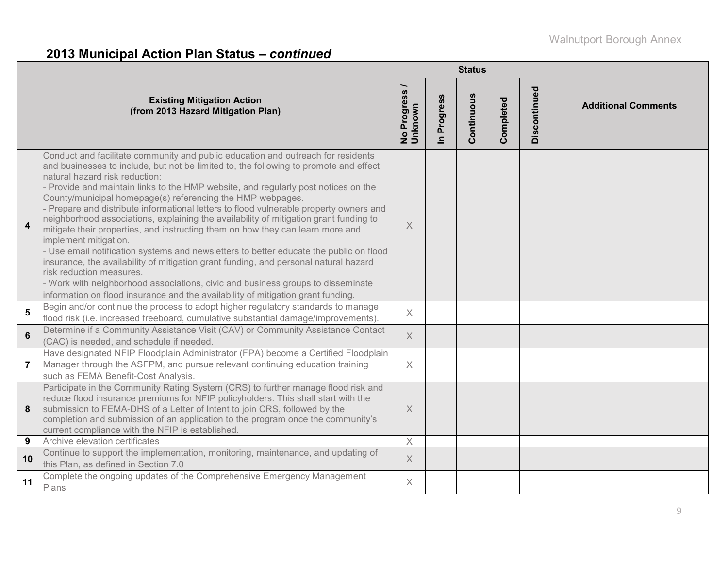## 2013 Municipal Action Plan Status – *continued*

| | Existing Mitigation Action (from 2013 Hazard Mitigation Plan) | Status | | | | | Additional Comments |
|---|---|---|---|---|---|---|---|
| | | No Progress / Unknown | In Progress | Continuous | Completed | Discontinued | |
| 4 | Conduct and facilitate community and public education and outreach for residents and businesses to include, but not be limited to, the following to promote and effect natural hazard risk reduction:<br>- Provide and maintain links to the HMP website, and regularly post notices on the County/municipal homepage(s) referencing the HMP webpages.<br>- Prepare and distribute informational letters to flood vulnerable property owners and neighborhood associations, explaining the availability of mitigation grant funding to mitigate their properties, and instructing them on how they can learn more and implement mitigation.<br>- Use email notification systems and newsletters to better educate the public on flood insurance, the availability of mitigation grant funding, and personal natural hazard risk reduction measures.<br>- Work with neighborhood associations, civic and business groups to disseminate information on flood insurance and the availability of mitigation grant funding. | X | | | | | |
| 5 | Begin and/or continue the process to adopt higher regulatory standards to manage flood risk (i.e. increased freeboard, cumulative substantial damage/improvements). | X | | | | | |
| 6 | Determine if a Community Assistance Visit (CAV) or Community Assistance Contact (CAC) is needed, and schedule if needed. | X | | | | | |
| 7 | Have designated NFIP Floodplain Administrator (FPA) become a Certified Floodplain Manager through the ASFPM, and pursue relevant continuing education training such as FEMA Benefit-Cost Analysis. | X | | | | | |
| 8 | Participate in the Community Rating System (CRS) to further manage flood risk and reduce flood insurance premiums for NFIP policyholders. This shall start with the submission to FEMA-DHS of a Letter of Intent to join CRS, followed by the completion and submission of an application to the program once the community's current compliance with the NFIP is established. | X | | | | | |
| 9 | Archive elevation certificates | X | | | | | |
| 10 | Continue to support the implementation, monitoring, maintenance, and updating of this Plan, as defined in Section 7.0 | X | | | | | |
| 11 | Complete the ongoing updates of the Comprehensive Emergency Management Plans | X | | | | | |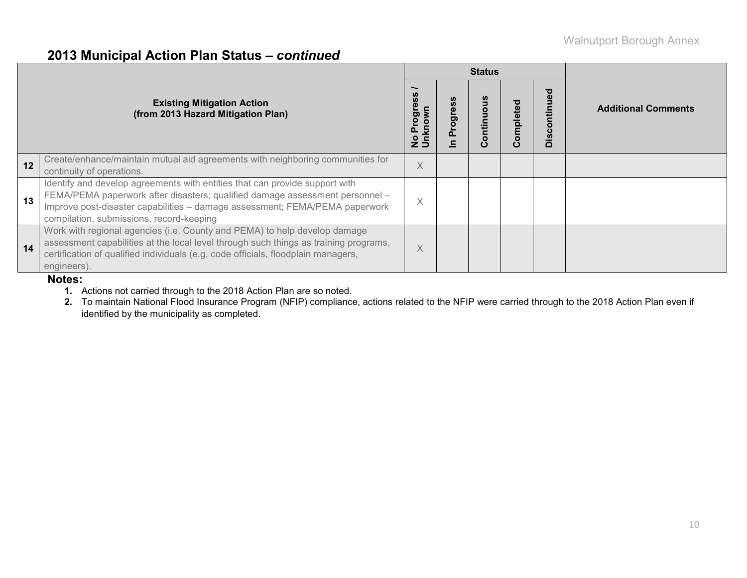## 2013 Municipal Action Plan Status – *continued*

| | Existing Mitigation Action (from 2013 Hazard Mitigation Plan) | Status | | | | | Additional Comments |
|---|---|---|---|---|---|---|---|
| | | No Progress / Unknown | In Progress | Continuous | Completed | Discontinued | |
| 12 | Create/enhance/maintain mutual aid agreements with neighboring communities for continuity of operations. | X | | | | | |
| 13 | Identify and develop agreements with entities that can provide support with FEMA/PEMA paperwork after disasters; qualified damage assessment personnel – Improve post-disaster capabilities – damage assessment; FEMA/PEMA paperwork compilation, submissions, record-keeping | X | | | | | |
| 14 | Work with regional agencies (i.e. County and PEMA) to help develop damage assessment capabilities at the local level through such things as training programs, certification of qualified individuals (e.g. code officials, floodplain managers, engineers). | X | | | | | |

**Notes:**

1. Actions not carried through to the 2018 Action Plan are so noted.
2. To maintain National Flood Insurance Program (NFIP) compliance, actions related to the NFIP were carried through to the 2018 Action Plan even if identified by the municipality as completed.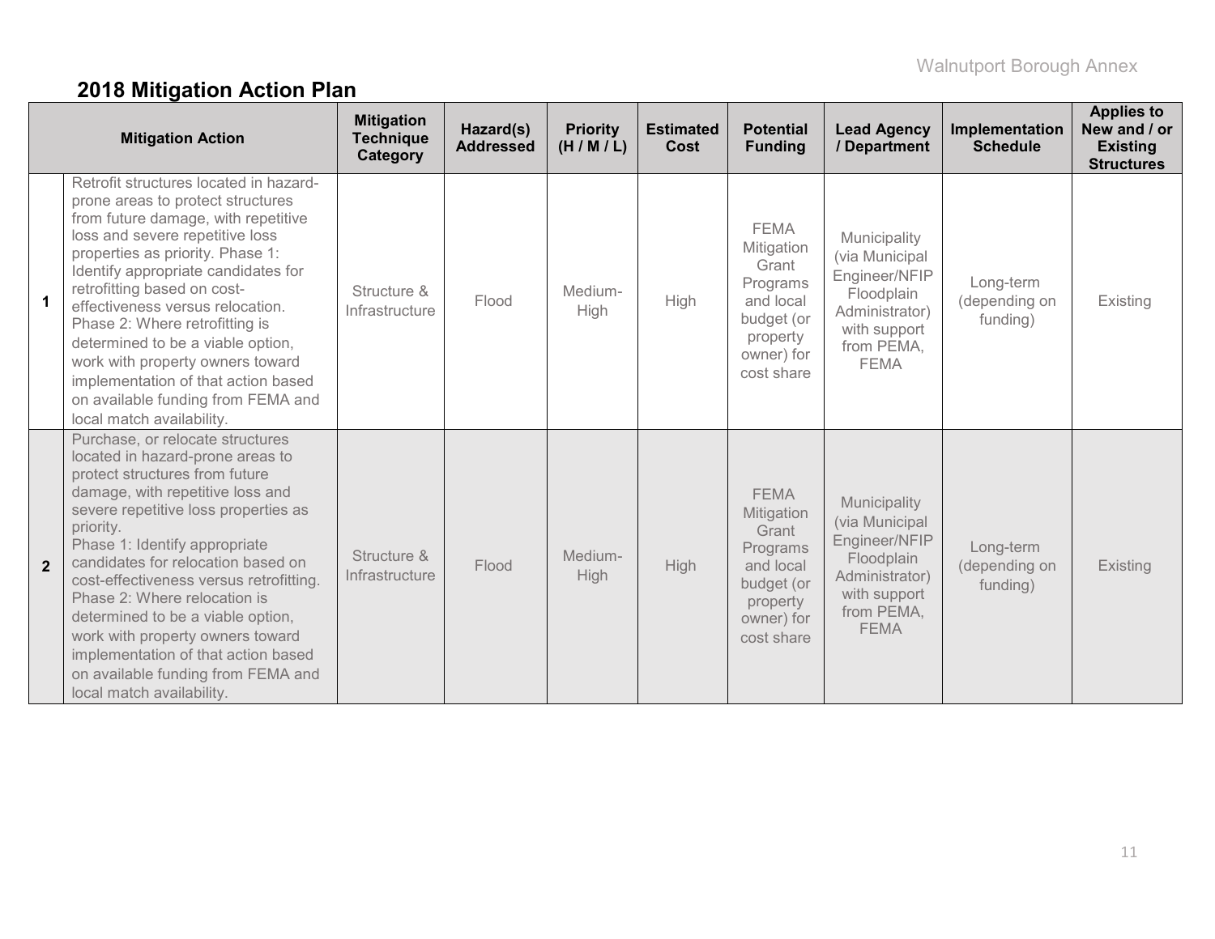## 2018 Mitigation Action Plan

| | Mitigation Action | Mitigation Technique Category | Hazard(s) Addressed | Priority (H / M / L) | Estimated Cost | Potential Funding | Lead Agency / Department | Implementation Schedule | Applies to New and / or Existing Structures |
|---|---|---|---|---|---|---|---|---|---|
| 1 | Retrofit structures located in hazard-prone areas to protect structures from future damage, with repetitive loss and severe repetitive loss properties as priority. Phase 1: Identify appropriate candidates for retrofitting based on cost-effectiveness versus relocation. Phase 2: Where retrofitting is determined to be a viable option, work with property owners toward implementation of that action based on available funding from FEMA and local match availability. | Structure & Infrastructure | Flood | Medium-High | High | FEMA Mitigation Grant Programs and local budget (or property owner) for cost share | Municipality (via Municipal Engineer/NFIP Floodplain Administrator) with support from PEMA, FEMA | Long-term (depending on funding) | Existing |
| 2 | Purchase, or relocate structures located in hazard-prone areas to protect structures from future damage, with repetitive loss and severe repetitive loss properties as priority. Phase 1: Identify appropriate candidates for relocation based on cost-effectiveness versus retrofitting. Phase 2: Where relocation is determined to be a viable option, work with property owners toward implementation of that action based on available funding from FEMA and local match availability. | Structure & Infrastructure | Flood | Medium-High | High | FEMA Mitigation Grant Programs and local budget (or property owner) for cost share | Municipality (via Municipal Engineer/NFIP Floodplain Administrator) with support from PEMA, FEMA | Long-term (depending on funding) | Existing |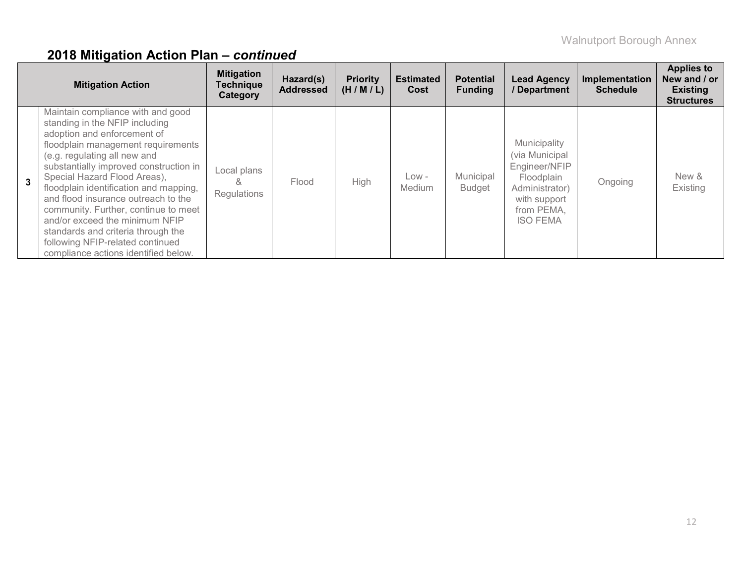## 2018 Mitigation Action Plan – *continued*

| | Mitigation Action | Mitigation Technique Category | Hazard(s) Addressed | Priority (H / M / L) | Estimated Cost | Potential Funding | Lead Agency / Department | Implementation Schedule | Applies to New and / or Existing Structures |
|---|---|---|---|---|---|---|---|---|---|
| **3** | Maintain compliance with and good standing in the NFIP including adoption and enforcement of floodplain management requirements (e.g. regulating all new and substantially improved construction in Special Hazard Flood Areas), floodplain identification and mapping, and flood insurance outreach to the community. Further, continue to meet and/or exceed the minimum NFIP standards and criteria through the following NFIP-related continued compliance actions identified below. | Local plans & Regulations | Flood | High | Low - Medium | Municipal Budget | Municipality (via Municipal Engineer/NFIP Floodplain Administrator) with support from PEMA, ISO FEMA | Ongoing | New & Existing |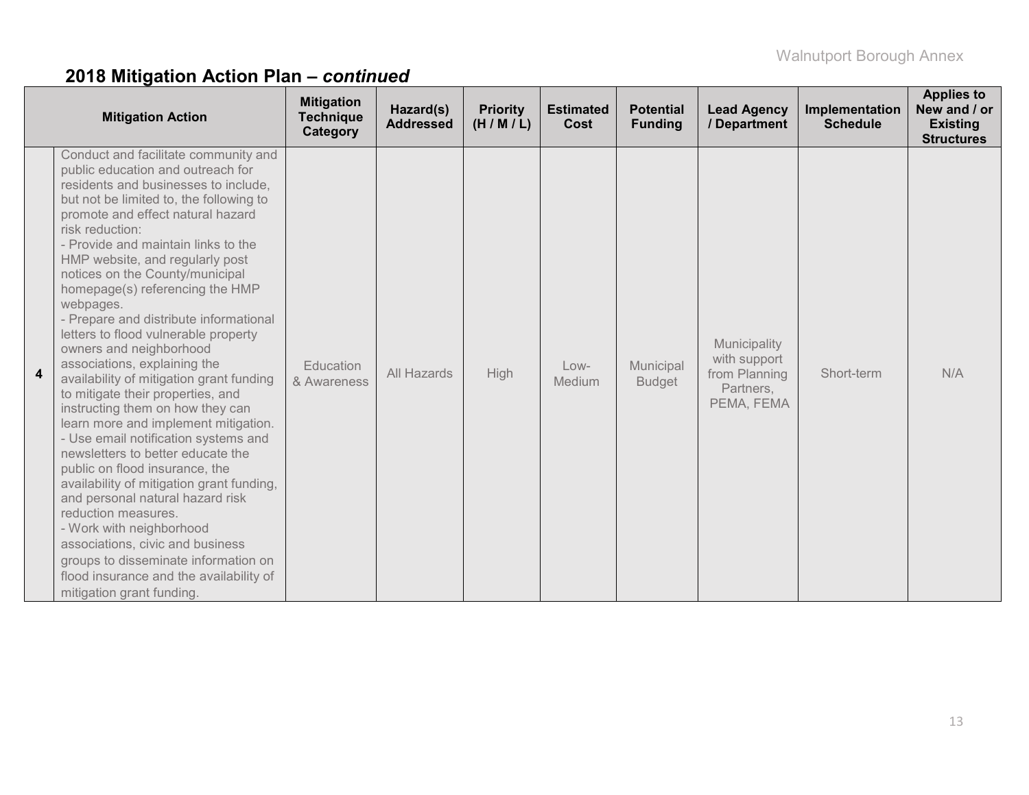## 2018 Mitigation Action Plan – *continued*

| | Mitigation Action | Mitigation Technique Category | Hazard(s) Addressed | Priority (H / M / L) | Estimated Cost | Potential Funding | Lead Agency / Department | Implementation Schedule | Applies to New and / or Existing Structures |
|---|---|---|---|---|---|---|---|---|---|
| **4** | Conduct and facilitate community and public education and outreach for residents and businesses to include, but not be limited to, the following to promote and effect natural hazard risk reduction:<br>- Provide and maintain links to the HMP website, and regularly post notices on the County/municipal homepage(s) referencing the HMP webpages.<br>- Prepare and distribute informational letters to flood vulnerable property owners and neighborhood associations, explaining the availability of mitigation grant funding to mitigate their properties, and instructing them on how they can learn more and implement mitigation.<br>- Use email notification systems and newsletters to better educate the public on flood insurance, the availability of mitigation grant funding, and personal natural hazard risk reduction measures.<br>- Work with neighborhood associations, civic and business groups to disseminate information on flood insurance and the availability of mitigation grant funding. | Education & Awareness | All Hazards | High | Low-Medium | Municipal Budget | Municipality with support from Planning Partners, PEMA, FEMA | Short-term | N/A |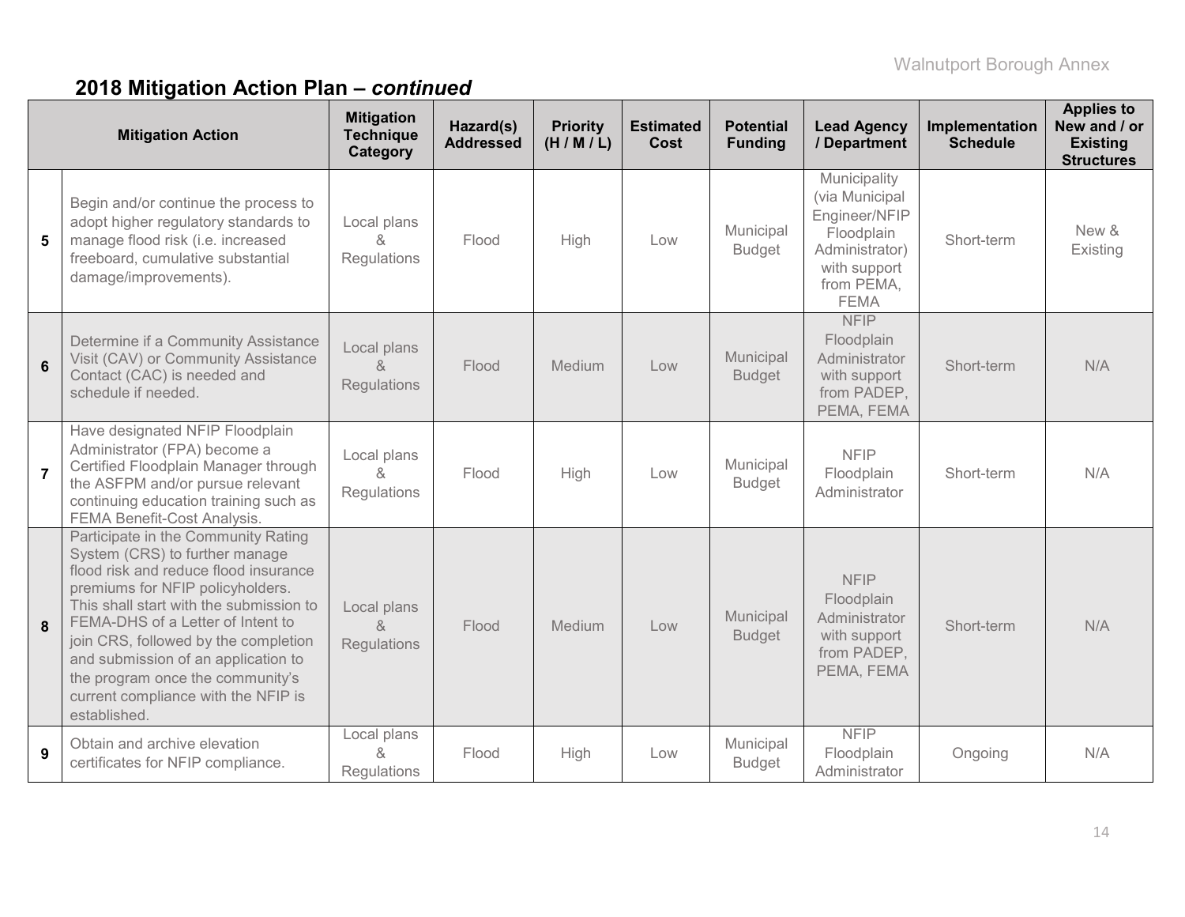## 2018 Mitigation Action Plan – *continued*

| | Mitigation Action | Mitigation Technique Category | Hazard(s) Addressed | Priority (H / M / L) | Estimated Cost | Potential Funding | Lead Agency / Department | Implementation Schedule | Applies to New and / or Existing Structures |
|---|---|---|---|---|---|---|---|---|---|
| 5 | Begin and/or continue the process to adopt higher regulatory standards to manage flood risk (i.e. increased freeboard, cumulative substantial damage/improvements). | Local plans & Regulations | Flood | High | Low | Municipal Budget | Municipality (via Municipal Engineer/NFIP Floodplain Administrator) with support from PEMA, FEMA | Short-term | New & Existing |
| 6 | Determine if a Community Assistance Visit (CAV) or Community Assistance Contact (CAC) is needed and schedule if needed. | Local plans & Regulations | Flood | Medium | Low | Municipal Budget | NFIP Floodplain Administrator with support from PADEP, PEMA, FEMA | Short-term | N/A |
| 7 | Have designated NFIP Floodplain Administrator (FPA) become a Certified Floodplain Manager through the ASFPM and/or pursue relevant continuing education training such as FEMA Benefit-Cost Analysis. | Local plans & Regulations | Flood | High | Low | Municipal Budget | NFIP Floodplain Administrator | Short-term | N/A |
| 8 | Participate in the Community Rating System (CRS) to further manage flood risk and reduce flood insurance premiums for NFIP policyholders. This shall start with the submission to FEMA-DHS of a Letter of Intent to join CRS, followed by the completion and submission of an application to the program once the community's current compliance with the NFIP is established. | Local plans & Regulations | Flood | Medium | Low | Municipal Budget | NFIP Floodplain Administrator with support from PADEP, PEMA, FEMA | Short-term | N/A |
| 9 | Obtain and archive elevation certificates for NFIP compliance. | Local plans & Regulations | Flood | High | Low | Municipal Budget | NFIP Floodplain Administrator | Ongoing | N/A |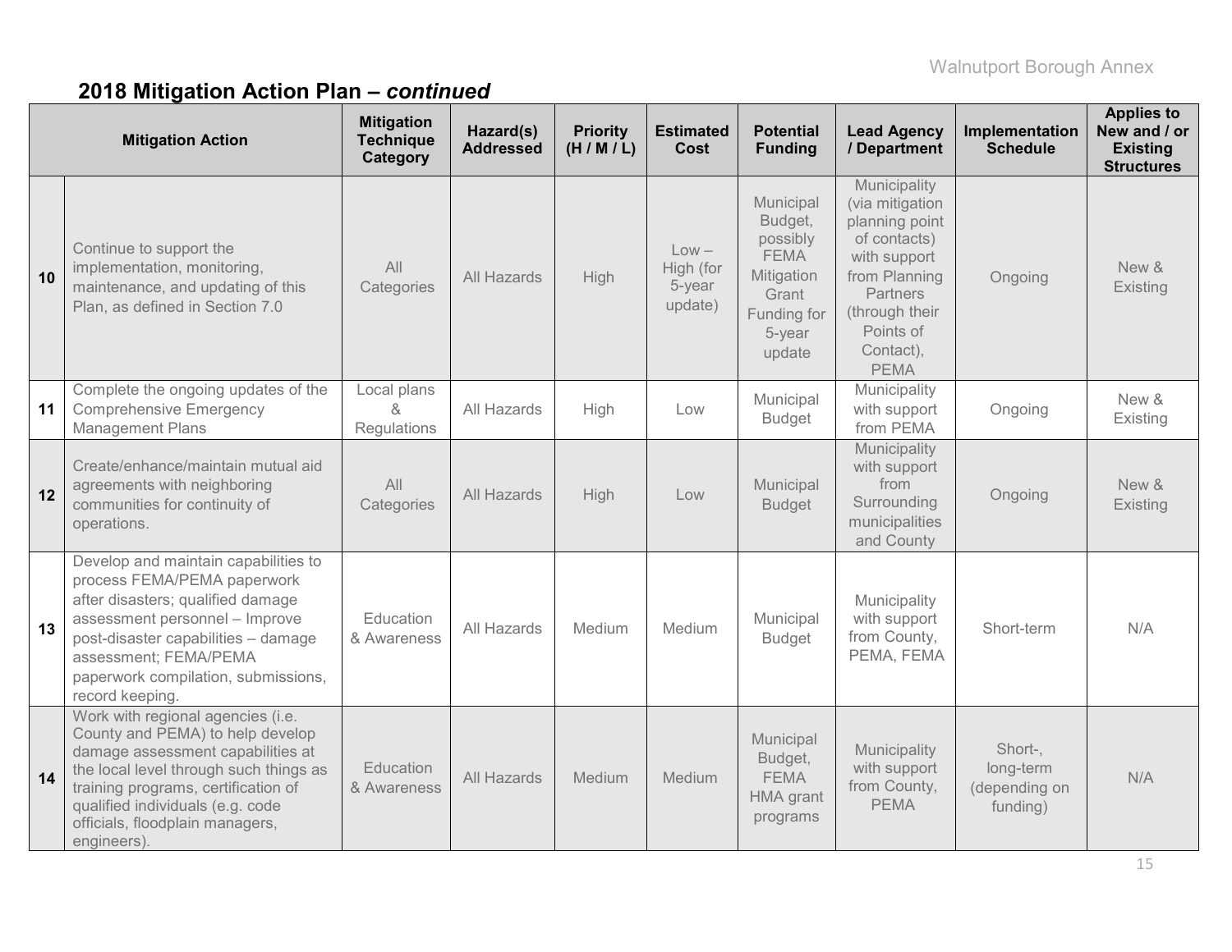## 2018 Mitigation Action Plan – *continued*

| | Mitigation Action | Mitigation Technique Category | Hazard(s) Addressed | Priority (H / M / L) | Estimated Cost | Potential Funding | Lead Agency / Department | Implementation Schedule | Applies to New and / or Existing Structures |
|---|---|---|---|---|---|---|---|---|---|
| 10 | Continue to support the implementation, monitoring, maintenance, and updating of this Plan, as defined in Section 7.0 | All Categories | All Hazards | High | Low – High (for 5-year update) | Municipal Budget, possibly FEMA Mitigation Grant Funding for 5-year update | Municipality (via mitigation planning point of contacts) with support from Planning Partners (through their Points of Contact), PEMA | Ongoing | New & Existing |
| 11 | Complete the ongoing updates of the Comprehensive Emergency Management Plans | Local plans & Regulations | All Hazards | High | Low | Municipal Budget | Municipality with support from PEMA | Ongoing | New & Existing |
| 12 | Create/enhance/maintain mutual aid agreements with neighboring communities for continuity of operations. | All Categories | All Hazards | High | Low | Municipal Budget | Municipality with support from Surrounding municipalities and County | Ongoing | New & Existing |
| 13 | Develop and maintain capabilities to process FEMA/PEMA paperwork after disasters; qualified damage assessment personnel – Improve post-disaster capabilities – damage assessment; FEMA/PEMA paperwork compilation, submissions, record keeping. | Education & Awareness | All Hazards | Medium | Medium | Municipal Budget | Municipality with support from County, PEMA, FEMA | Short-term | N/A |
| 14 | Work with regional agencies (i.e. County and PEMA) to help develop damage assessment capabilities at the local level through such things as training programs, certification of qualified individuals (e.g. code officials, floodplain managers, engineers). | Education & Awareness | All Hazards | Medium | Medium | Municipal Budget, FEMA HMA grant programs | Municipality with support from County, PEMA | Short-, long-term (depending on funding) | N/A |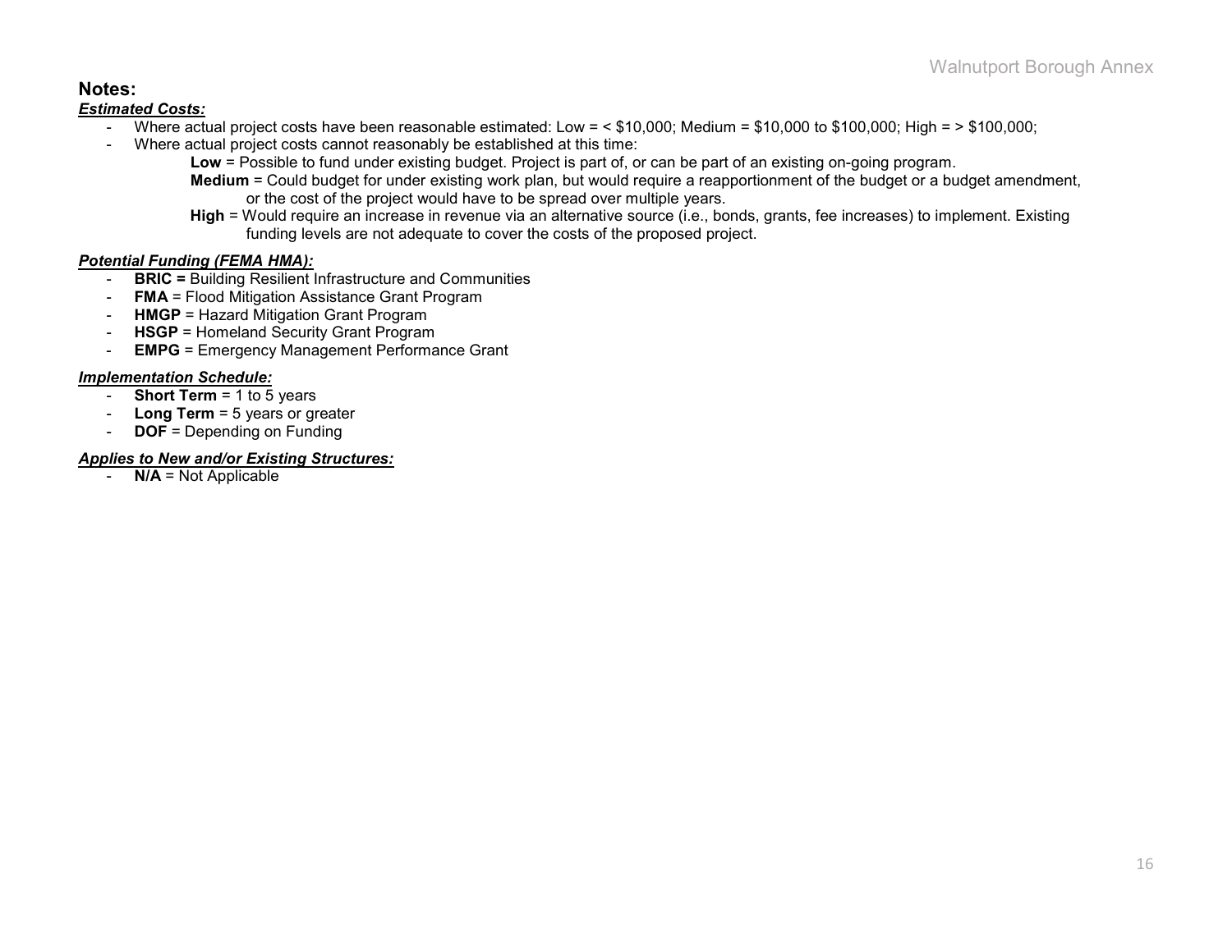## Notes:

***Estimated Costs:***

- Where actual project costs have been reasonable estimated: Low = < $10,000; Medium = $10,000 to $100,000; High = > $100,000;
- Where actual project costs cannot reasonably be established at this time:
  - **Low** = Possible to fund under existing budget. Project is part of, or can be part of an existing on-going program.
  - **Medium** = Could budget for under existing work plan, but would require a reapportionment of the budget or a budget amendment, or the cost of the project would have to be spread over multiple years.
  - **High** = Would require an increase in revenue via an alternative source (i.e., bonds, grants, fee increases) to implement. Existing funding levels are not adequate to cover the costs of the proposed project.

***Potential Funding (FEMA HMA):***

- **BRIC =** Building Resilient Infrastructure and Communities
- **FMA** = Flood Mitigation Assistance Grant Program
- **HMGP** = Hazard Mitigation Grant Program
- **HSGP** = Homeland Security Grant Program
- **EMPG** = Emergency Management Performance Grant

***Implementation Schedule:***

- **Short Term** = 1 to 5 years
- **Long Term** = 5 years or greater
- **DOF** = Depending on Funding

***Applies to New and/or Existing Structures:***

- **N/A** = Not Applicable